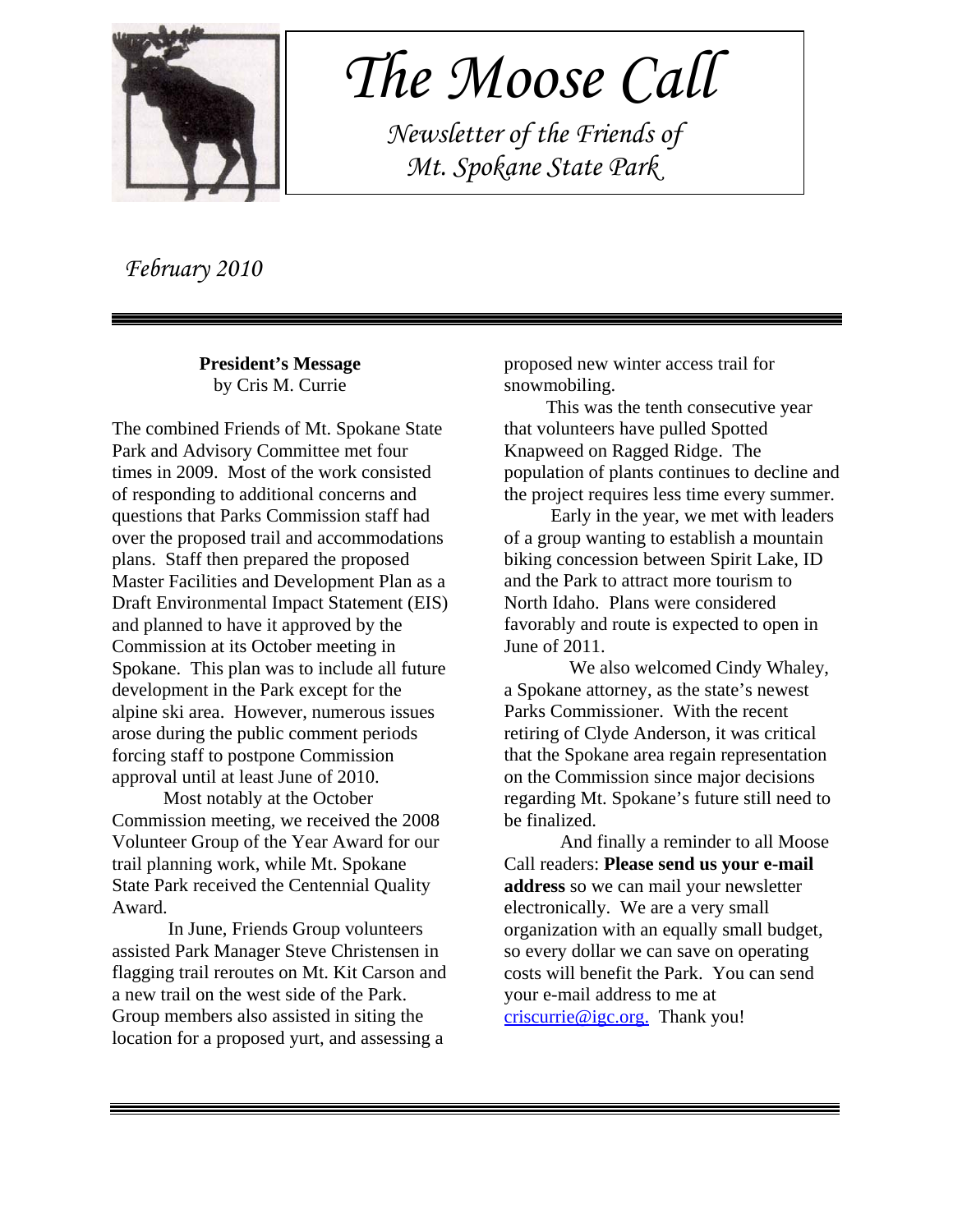# The Moose Call

*Newsletter of the Friends of Mt. Spokane State Park*

*February 2010*

---

**President's Message**
by Cris M. Currie

The combined Friends of Mt. Spokane State Park and Advisory Committee met four times in 2009. Most of the work consisted of responding to additional concerns and questions that Parks Commission staff had over the proposed trail and accommodations plans. Staff then prepared the proposed Master Facilities and Development Plan as a Draft Environmental Impact Statement (EIS) and planned to have it approved by the Commission at its October meeting in Spokane. This plan was to include all future development in the Park except for the alpine ski area. However, numerous issues arose during the public comment periods forcing staff to postpone Commission approval until at least June of 2010.

Most notably at the October Commission meeting, we received the 2008 Volunteer Group of the Year Award for our trail planning work, while Mt. Spokane State Park received the Centennial Quality Award.

In June, Friends Group volunteers assisted Park Manager Steve Christensen in flagging trail reroutes on Mt. Kit Carson and a new trail on the west side of the Park. Group members also assisted in siting the location for a proposed yurt, and assessing a proposed new winter access trail for snowmobiling.

This was the tenth consecutive year that volunteers have pulled Spotted Knapweed on Ragged Ridge. The population of plants continues to decline and the project requires less time every summer.

Early in the year, we met with leaders of a group wanting to establish a mountain biking concession between Spirit Lake, ID and the Park to attract more tourism to North Idaho. Plans were considered favorably and route is expected to open in June of 2011.

We also welcomed Cindy Whaley, a Spokane attorney, as the state's newest Parks Commissioner. With the recent retiring of Clyde Anderson, it was critical that the Spokane area regain representation on the Commission since major decisions regarding Mt. Spokane's future still need to be finalized.

And finally a reminder to all Moose Call readers: **Please send us your e-mail address** so we can mail your newsletter electronically. We are a very small organization with an equally small budget, so every dollar we can save on operating costs will benefit the Park. You can send your e-mail address to me at criscurrie@igc.org. Thank you!

---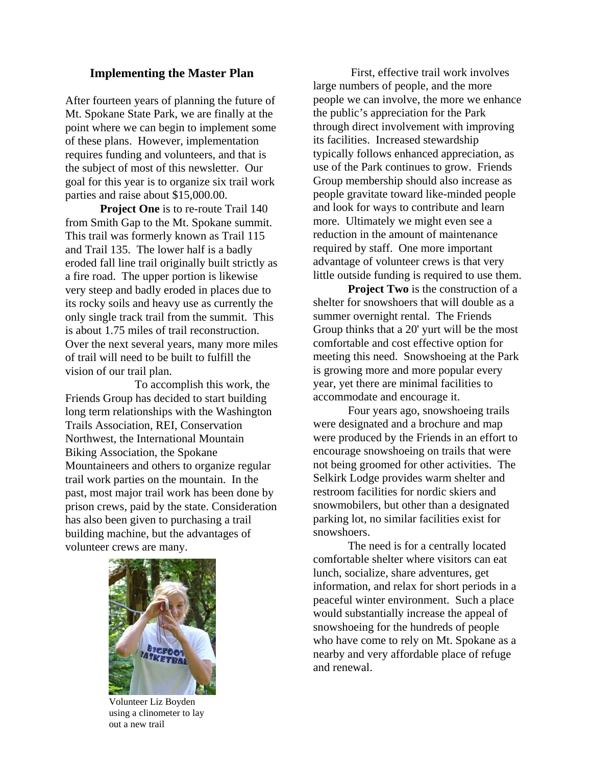## Implementing the Master Plan

After fourteen years of planning the future of Mt. Spokane State Park, we are finally at the point where we can begin to implement some of these plans. However, implementation requires funding and volunteers, and that is the subject of most of this newsletter. Our goal for this year is to organize six trail work parties and raise about $15,000.00.

**Project One** is to re-route Trail 140 from Smith Gap to the Mt. Spokane summit. This trail was formerly known as Trail 115 and Trail 135. The lower half is a badly eroded fall line trail originally built strictly as a fire road. The upper portion is likewise very steep and badly eroded in places due to its rocky soils and heavy use as currently the only single track trail from the summit. This is about 1.75 miles of trail reconstruction. Over the next several years, many more miles of trail will need to be built to fulfill the vision of our trail plan.

To accomplish this work, the Friends Group has decided to start building long term relationships with the Washington Trails Association, REI, Conservation Northwest, the International Mountain Biking Association, the Spokane Mountaineers and others to organize regular trail work parties on the mountain. In the past, most major trail work has been done by prison crews, paid by the state. Consideration has also been given to purchasing a trail building machine, but the advantages of volunteer crews are many.

Volunteer Liz Boyden using a clinometer to lay out a new trail

First, effective trail work involves large numbers of people, and the more people we can involve, the more we enhance the public's appreciation for the Park through direct involvement with improving its facilities. Increased stewardship typically follows enhanced appreciation, as use of the Park continues to grow. Friends Group membership should also increase as people gravitate toward like-minded people and look for ways to contribute and learn more. Ultimately we might even see a reduction in the amount of maintenance required by staff. One more important advantage of volunteer crews is that very little outside funding is required to use them.

**Project Two** is the construction of a shelter for snowshoers that will double as a summer overnight rental. The Friends Group thinks that a 20' yurt will be the most comfortable and cost effective option for meeting this need. Snowshoeing at the Park is growing more and more popular every year, yet there are minimal facilities to accommodate and encourage it.

Four years ago, snowshoeing trails were designated and a brochure and map were produced by the Friends in an effort to encourage snowshoeing on trails that were not being groomed for other activities. The Selkirk Lodge provides warm shelter and restroom facilities for nordic skiers and snowmobilers, but other than a designated parking lot, no similar facilities exist for snowshoers.

The need is for a centrally located comfortable shelter where visitors can eat lunch, socialize, share adventures, get information, and relax for short periods in a peaceful winter environment. Such a place would substantially increase the appeal of snowshoeing for the hundreds of people who have come to rely on Mt. Spokane as a nearby and very affordable place of refuge and renewal.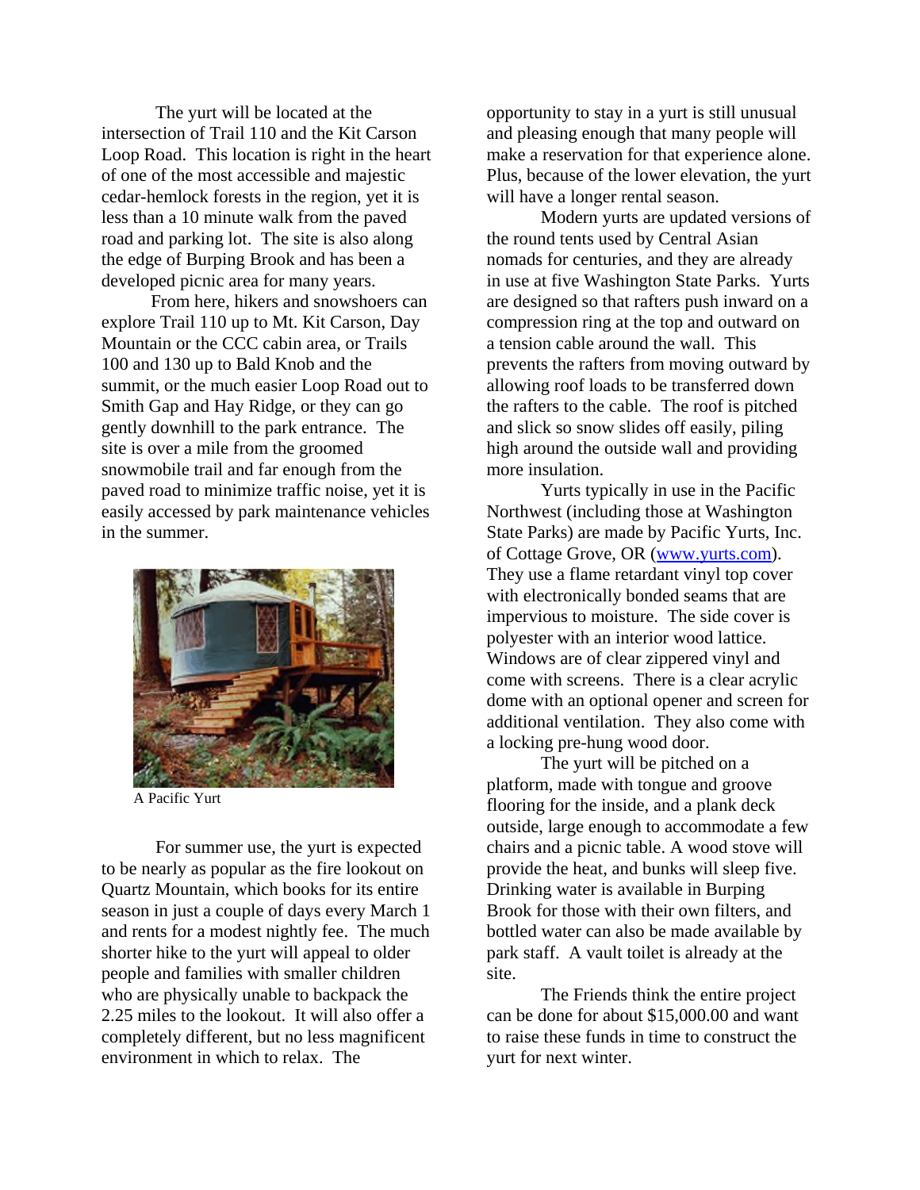The yurt will be located at the intersection of Trail 110 and the Kit Carson Loop Road. This location is right in the heart of one of the most accessible and majestic cedar-hemlock forests in the region, yet it is less than a 10 minute walk from the paved road and parking lot. The site is also along the edge of Burping Brook and has been a developed picnic area for many years.

From here, hikers and snowshoers can explore Trail 110 up to Mt. Kit Carson, Day Mountain or the CCC cabin area, or Trails 100 and 130 up to Bald Knob and the summit, or the much easier Loop Road out to Smith Gap and Hay Ridge, or they can go gently downhill to the park entrance. The site is over a mile from the groomed snowmobile trail and far enough from the paved road to minimize traffic noise, yet it is easily accessed by park maintenance vehicles in the summer.

A Pacific Yurt

For summer use, the yurt is expected to be nearly as popular as the fire lookout on Quartz Mountain, which books for its entire season in just a couple of days every March 1 and rents for a modest nightly fee. The much shorter hike to the yurt will appeal to older people and families with smaller children who are physically unable to backpack the 2.25 miles to the lookout. It will also offer a completely different, but no less magnificent environment in which to relax. The opportunity to stay in a yurt is still unusual and pleasing enough that many people will make a reservation for that experience alone. Plus, because of the lower elevation, the yurt will have a longer rental season.

Modern yurts are updated versions of the round tents used by Central Asian nomads for centuries, and they are already in use at five Washington State Parks. Yurts are designed so that rafters push inward on a compression ring at the top and outward on a tension cable around the wall. This prevents the rafters from moving outward by allowing roof loads to be transferred down the rafters to the cable. The roof is pitched and slick so snow slides off easily, piling high around the outside wall and providing more insulation.

Yurts typically in use in the Pacific Northwest (including those at Washington State Parks) are made by Pacific Yurts, Inc. of Cottage Grove, OR ([www.yurts.com](http://www.yurts.com)). They use a flame retardant vinyl top cover with electronically bonded seams that are impervious to moisture. The side cover is polyester with an interior wood lattice. Windows are of clear zippered vinyl and come with screens. There is a clear acrylic dome with an optional opener and screen for additional ventilation. They also come with a locking pre-hung wood door.

The yurt will be pitched on a platform, made with tongue and groove flooring for the inside, and a plank deck outside, large enough to accommodate a few chairs and a picnic table. A wood stove will provide the heat, and bunks will sleep five. Drinking water is available in Burping Brook for those with their own filters, and bottled water can also be made available by park staff. A vault toilet is already at the site.

The Friends think the entire project can be done for about $15,000.00 and want to raise these funds in time to construct the yurt for next winter.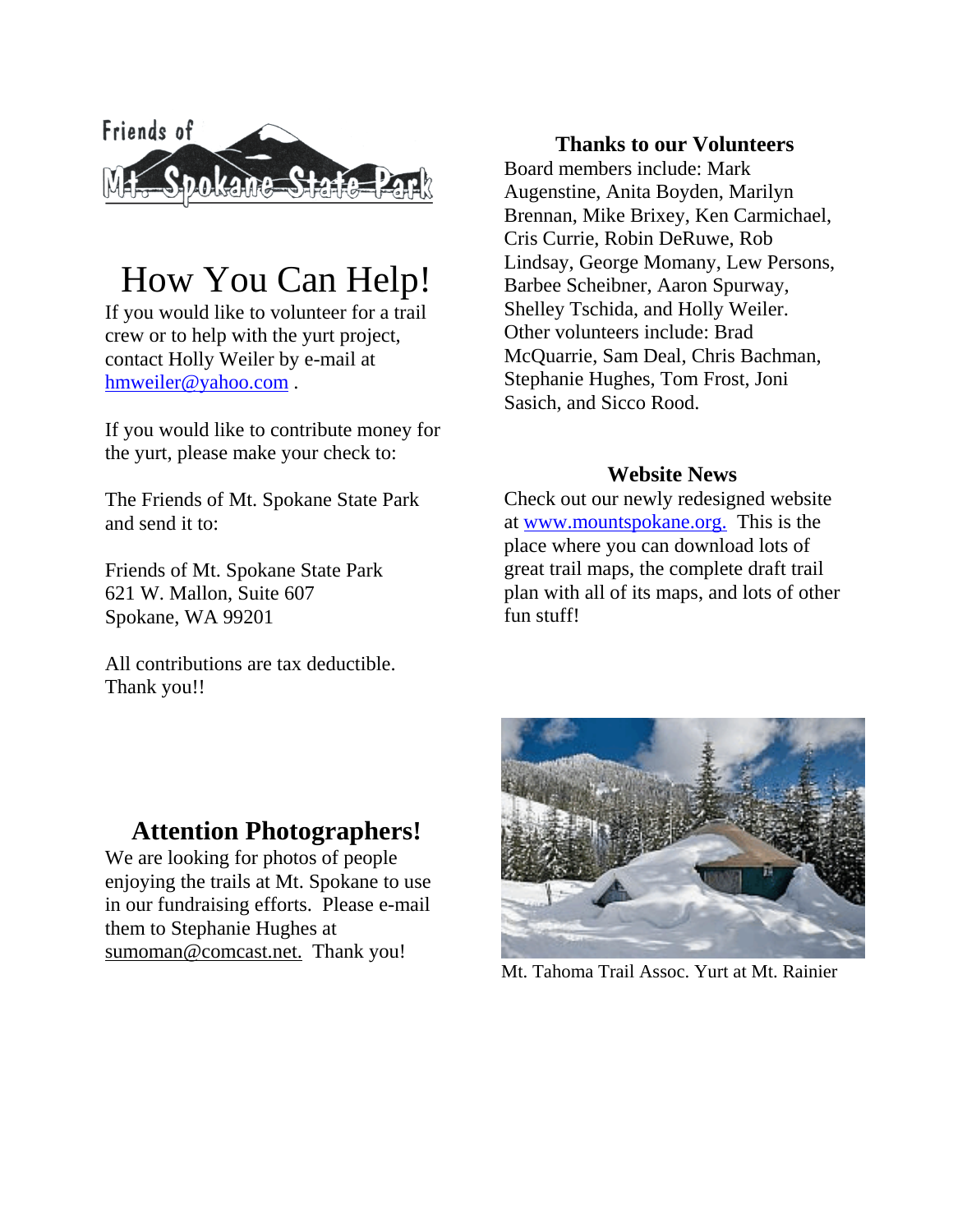Friends of Mt. Spokane State Park

# How You Can Help!

If you would like to volunteer for a trail crew or to help with the yurt project, contact Holly Weiler by e-mail at hmweiler@yahoo.com .

If you would like to contribute money for the yurt, please make your check to:

The Friends of Mt. Spokane State Park and send it to:

Friends of Mt. Spokane State Park
621 W. Mallon, Suite 607
Spokane, WA 99201

All contributions are tax deductible. Thank you!!

## Attention Photographers!

We are looking for photos of people enjoying the trails at Mt. Spokane to use in our fundraising efforts. Please e-mail them to Stephanie Hughes at sumoman@comcast.net. Thank you!

### Thanks to our Volunteers

Board members include: Mark Augenstine, Anita Boyden, Marilyn Brennan, Mike Brixey, Ken Carmichael, Cris Currie, Robin DeRuwe, Rob Lindsay, George Momany, Lew Persons, Barbee Scheibner, Aaron Spurway, Shelley Tschida, and Holly Weiler. Other volunteers include: Brad McQuarrie, Sam Deal, Chris Bachman, Stephanie Hughes, Tom Frost, Joni Sasich, and Sicco Rood.

### Website News

Check out our newly redesigned website at www.mountspokane.org. This is the place where you can download lots of great trail maps, the complete draft trail plan with all of its maps, and lots of other fun stuff!

Mt. Tahoma Trail Assoc. Yurt at Mt. Rainier